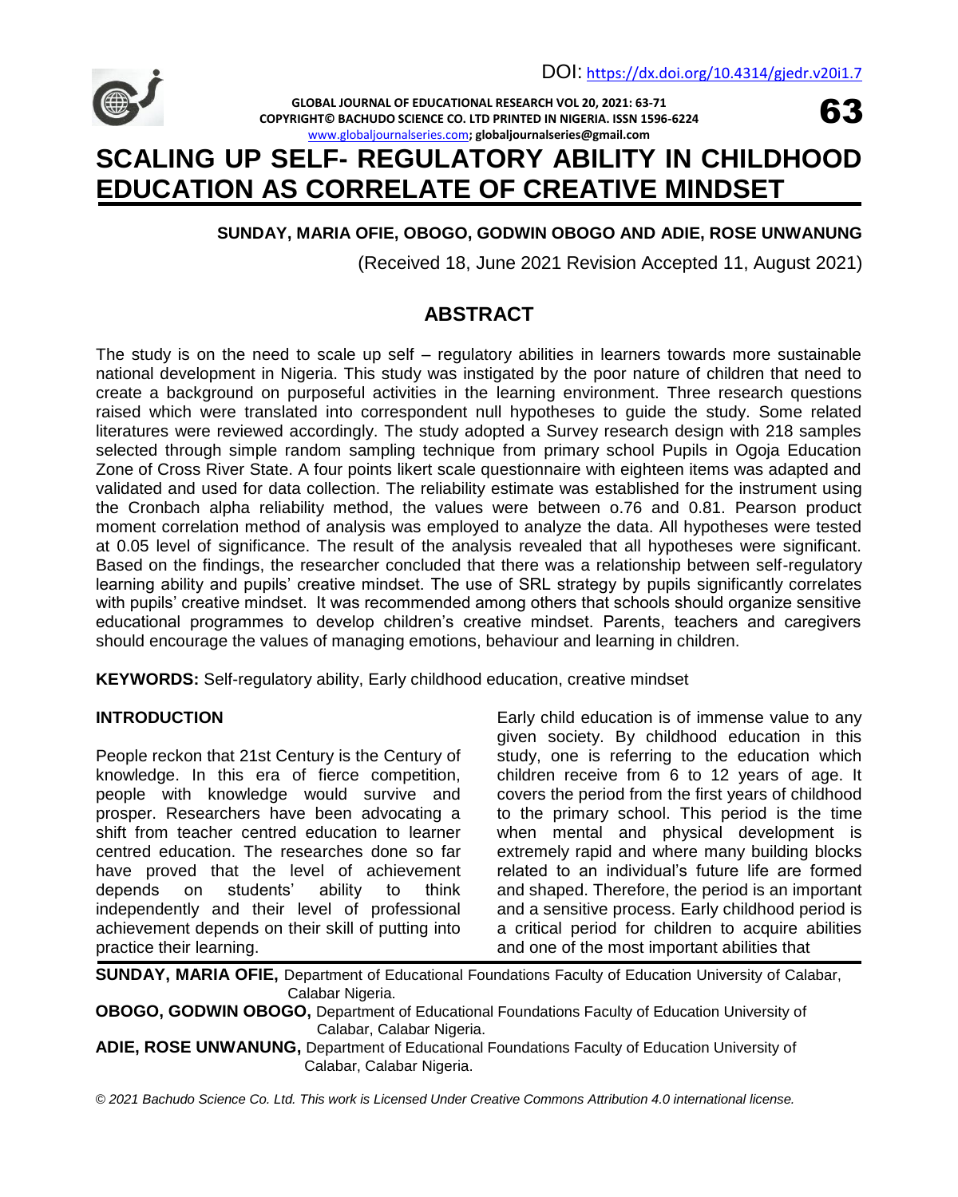# SCALING UP SELF- REGULATORY ABILITY IN CHILDHOOD EDUCATION AS CORRELATE OF CREATIVE MINDSET

**SUNDAY, MARIA OFIE, OBOGO, GODWIN OBOGO AND ADIE, ROSE UNWANUNG**

(Received 18, June 2021 Revision Accepted 11, August 2021)

## ABSTRACT

The study is on the need to scale up self – regulatory abilities in learners towards more sustainable national development in Nigeria. This study was instigated by the poor nature of children that need to create a background on purposeful activities in the learning environment. Three research questions raised which were translated into correspondent null hypotheses to guide the study. Some related literatures were reviewed accordingly. The study adopted a Survey research design with 218 samples selected through simple random sampling technique from primary school Pupils in Ogoja Education Zone of Cross River State. A four points likert scale questionnaire with eighteen items was adapted and validated and used for data collection. The reliability estimate was established for the instrument using the Cronbach alpha reliability method, the values were between o.76 and 0.81. Pearson product moment correlation method of analysis was employed to analyze the data. All hypotheses were tested at 0.05 level of significance. The result of the analysis revealed that all hypotheses were significant. Based on the findings, the researcher concluded that there was a relationship between self-regulatory learning ability and pupils' creative mindset. The use of SRL strategy by pupils significantly correlates with pupils' creative mindset. It was recommended among others that schools should organize sensitive educational programmes to develop children's creative mindset. Parents, teachers and caregivers should encourage the values of managing emotions, behaviour and learning in children.

**KEYWORDS:** Self-regulatory ability, Early childhood education, creative mindset

### INTRODUCTION

People reckon that 21st Century is the Century of knowledge. In this era of fierce competition, people with knowledge would survive and prosper. Researchers have been advocating a shift from teacher centred education to learner centred education. The researches done so far have proved that the level of achievement depends on students' ability to think independently and their level of professional achievement depends on their skill of putting into practice their learning.

Early child education is of immense value to any given society. By childhood education in this study, one is referring to the education which children receive from 6 to 12 years of age. It covers the period from the first years of childhood to the primary school. This period is the time when mental and physical development is extremely rapid and where many building blocks related to an individual's future life are formed and shaped. Therefore, the period is an important and a sensitive process. Early childhood period is a critical period for children to acquire abilities and one of the most important abilities that

**SUNDAY, MARIA OFIE,** Department of Educational Foundations Faculty of Education University of Calabar, Calabar Nigeria.
**OBOGO, GODWIN OBOGO,** Department of Educational Foundations Faculty of Education University of Calabar, Calabar Nigeria.
**ADIE, ROSE UNWANUNG,** Department of Educational Foundations Faculty of Education University of Calabar, Calabar Nigeria.

*© 2021 Bachudo Science Co. Ltd. This work is Licensed Under Creative Commons Attribution 4.0 international license.*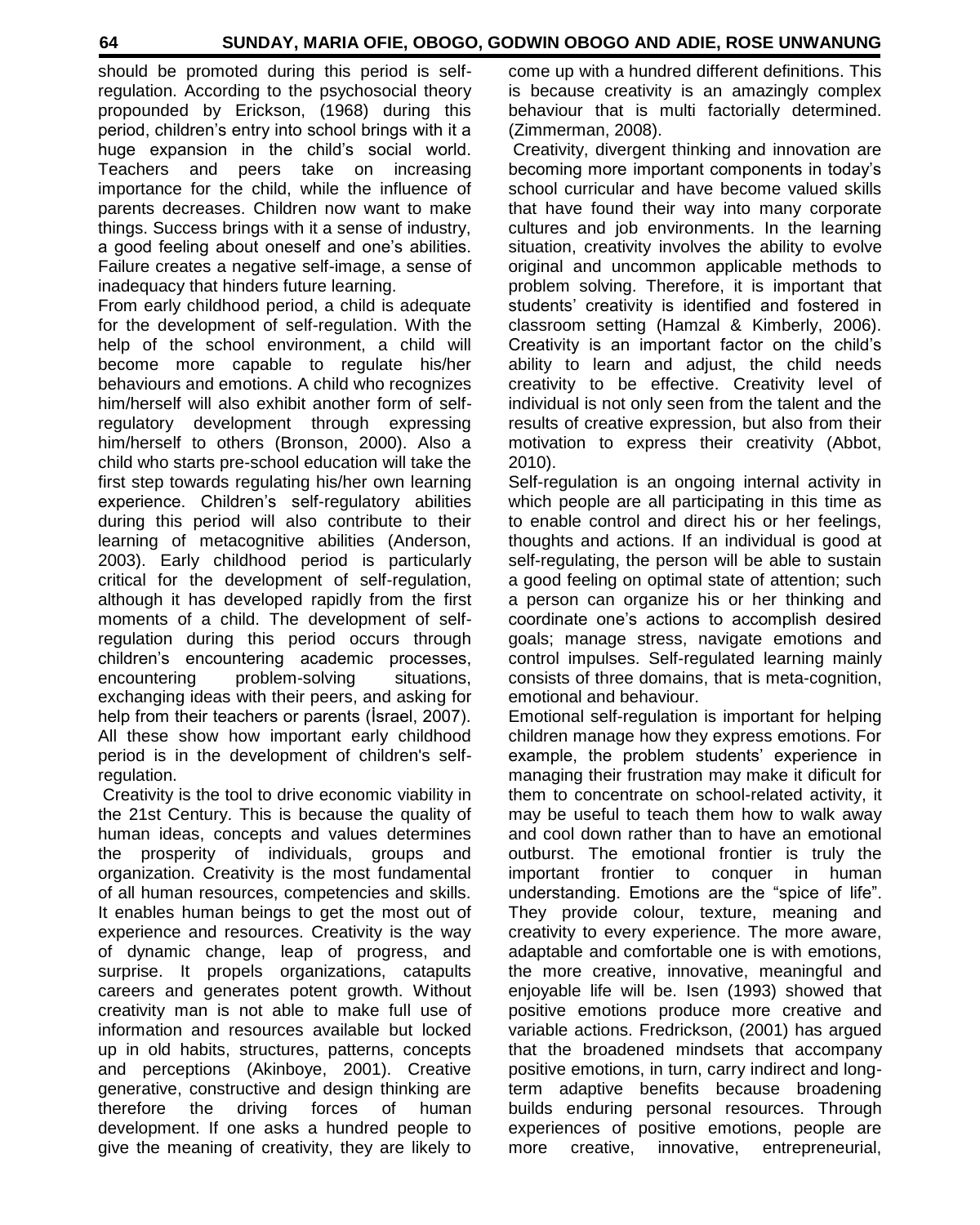should be promoted during this period is self-regulation. According to the psychosocial theory propounded by Erickson, (1968) during this period, children's entry into school brings with it a huge expansion in the child's social world. Teachers and peers take on increasing importance for the child, while the influence of parents decreases. Children now want to make things. Success brings with it a sense of industry, a good feeling about oneself and one's abilities. Failure creates a negative self-image, a sense of inadequacy that hinders future learning.

From early childhood period, a child is adequate for the development of self-regulation. With the help of the school environment, a child will become more capable to regulate his/her behaviours and emotions. A child who recognizes him/herself will also exhibit another form of self-regulatory development through expressing him/herself to others (Bronson, 2000). Also a child who starts pre-school education will take the first step towards regulating his/her own learning experience. Children's self-regulatory abilities during this period will also contribute to their learning of metacognitive abilities (Anderson, 2003). Early childhood period is particularly critical for the development of self-regulation, although it has developed rapidly from the first moments of a child. The development of self-regulation during this period occurs through children's encountering academic processes, encountering problem-solving situations, exchanging ideas with their peers, and asking for help from their teachers or parents (İsrael, 2007). All these show how important early childhood period is in the development of children's self-regulation.

Creativity is the tool to drive economic viability in the 21st Century. This is because the quality of human ideas, concepts and values determines the prosperity of individuals, groups and organization. Creativity is the most fundamental of all human resources, competencies and skills. It enables human beings to get the most out of experience and resources. Creativity is the way of dynamic change, leap of progress, and surprise. It propels organizations, catapults careers and generates potent growth. Without creativity man is not able to make full use of information and resources available but locked up in old habits, structures, patterns, concepts and perceptions (Akinboye, 2001). Creative generative, constructive and design thinking are therefore the driving forces of human development. If one asks a hundred people to give the meaning of creativity, they are likely to come up with a hundred different definitions. This is because creativity is an amazingly complex behaviour that is multi factorially determined. (Zimmerman, 2008).

Creativity, divergent thinking and innovation are becoming more important components in today's school curricular and have become valued skills that have found their way into many corporate cultures and job environments. In the learning situation, creativity involves the ability to evolve original and uncommon applicable methods to problem solving. Therefore, it is important that students' creativity is identified and fostered in classroom setting (Hamzal & Kimberly, 2006). Creativity is an important factor on the child's ability to learn and adjust, the child needs creativity to be effective. Creativity level of individual is not only seen from the talent and the results of creative expression, but also from their motivation to express their creativity (Abbot, 2010).

Self-regulation is an ongoing internal activity in which people are all participating in this time as to enable control and direct his or her feelings, thoughts and actions. If an individual is good at self-regulating, the person will be able to sustain a good feeling on optimal state of attention; such a person can organize his or her thinking and coordinate one's actions to accomplish desired goals; manage stress, navigate emotions and control impulses. Self-regulated learning mainly consists of three domains, that is meta-cognition, emotional and behaviour.

Emotional self-regulation is important for helping children manage how they express emotions. For example, the problem students' experience in managing their frustration may make it dificult for them to concentrate on school-related activity, it may be useful to teach them how to walk away and cool down rather than to have an emotional outburst. The emotional frontier is truly the important frontier to conquer in human understanding. Emotions are the "spice of life". They provide colour, texture, meaning and creativity to every experience. The more aware, adaptable and comfortable one is with emotions, the more creative, innovative, meaningful and enjoyable life will be. Isen (1993) showed that positive emotions produce more creative and variable actions. Fredrickson, (2001) has argued that the broadened mindsets that accompany positive emotions, in turn, carry indirect and long-term adaptive benefits because broadening builds enduring personal resources. Through experiences of positive emotions, people are more creative, innovative, entrepreneurial,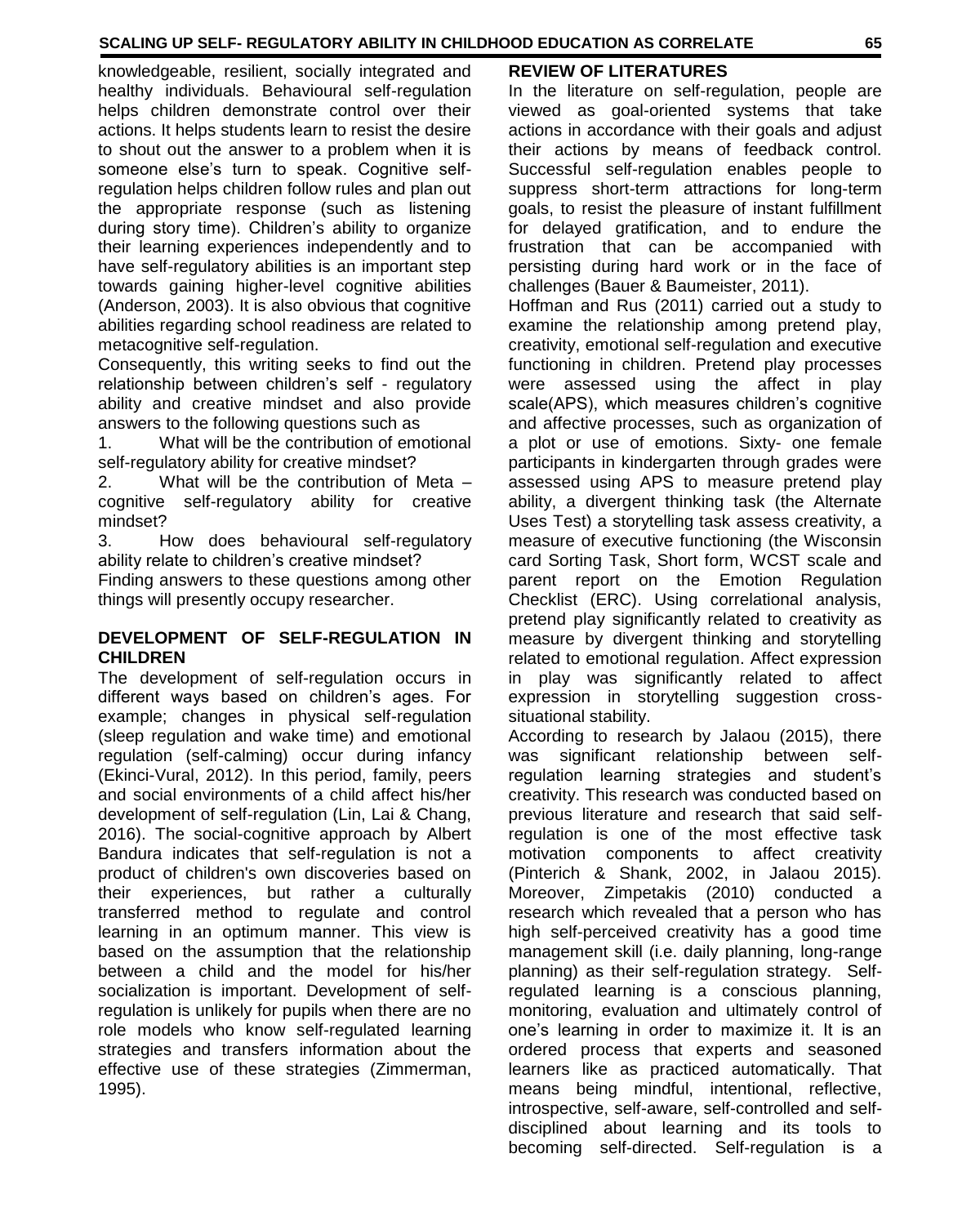knowledgeable, resilient, socially integrated and healthy individuals. Behavioural self-regulation helps children demonstrate control over their actions. It helps students learn to resist the desire to shout out the answer to a problem when it is someone else's turn to speak. Cognitive self-regulation helps children follow rules and plan out the appropriate response (such as listening during story time). Children's ability to organize their learning experiences independently and to have self-regulatory abilities is an important step towards gaining higher-level cognitive abilities (Anderson, 2003). It is also obvious that cognitive abilities regarding school readiness are related to metacognitive self-regulation.

Consequently, this writing seeks to find out the relationship between children's self - regulatory ability and creative mindset and also provide answers to the following questions such as

1. What will be the contribution of emotional self-regulatory ability for creative mindset?
2. What will be the contribution of Meta – cognitive self-regulatory ability for creative mindset?
3. How does behavioural self-regulatory ability relate to children's creative mindset?

Finding answers to these questions among other things will presently occupy researcher.

## DEVELOPMENT OF SELF-REGULATION IN CHILDREN

The development of self-regulation occurs in different ways based on children's ages. For example; changes in physical self-regulation (sleep regulation and wake time) and emotional regulation (self-calming) occur during infancy (Ekinci-Vural, 2012). In this period, family, peers and social environments of a child affect his/her development of self-regulation (Lin, Lai & Chang, 2016). The social-cognitive approach by Albert Bandura indicates that self-regulation is not a product of children's own discoveries based on their experiences, but rather a culturally transferred method to regulate and control learning in an optimum manner. This view is based on the assumption that the relationship between a child and the model for his/her socialization is important. Development of self-regulation is unlikely for pupils when there are no role models who know self-regulated learning strategies and transfers information about the effective use of these strategies (Zimmerman, 1995).

## REVIEW OF LITERATURES

In the literature on self-regulation, people are viewed as goal-oriented systems that take actions in accordance with their goals and adjust their actions by means of feedback control. Successful self-regulation enables people to suppress short-term attractions for long-term goals, to resist the pleasure of instant fulfillment for delayed gratification, and to endure the frustration that can be accompanied with persisting during hard work or in the face of challenges (Bauer & Baumeister, 2011).

Hoffman and Rus (2011) carried out a study to examine the relationship among pretend play, creativity, emotional self-regulation and executive functioning in children. Pretend play processes were assessed using the affect in play scale(APS), which measures children's cognitive and affective processes, such as organization of a plot or use of emotions. Sixty- one female participants in kindergarten through grades were assessed using APS to measure pretend play ability, a divergent thinking task (the Alternate Uses Test) a storytelling task assess creativity, a measure of executive functioning (the Wisconsin card Sorting Task, Short form, WCST scale and parent report on the Emotion Regulation Checklist (ERC). Using correlational analysis, pretend play significantly related to creativity as measure by divergent thinking and storytelling related to emotional regulation. Affect expression in play was significantly related to affect expression in storytelling suggestion cross-situational stability.

According to research by Jalaou (2015), there was significant relationship between self-regulation learning strategies and student's creativity. This research was conducted based on previous literature and research that said self-regulation is one of the most effective task motivation components to affect creativity (Pinterich & Shank, 2002, in Jalaou 2015). Moreover, Zimpetakis (2010) conducted a research which revealed that a person who has high self-perceived creativity has a good time management skill (i.e. daily planning, long-range planning) as their self-regulation strategy. Self-regulated learning is a conscious planning, monitoring, evaluation and ultimately control of one's learning in order to maximize it. It is an ordered process that experts and seasoned learners like as practiced automatically. That means being mindful, intentional, reflective, introspective, self-aware, self-controlled and self-disciplined about learning and its tools to becoming self-directed. Self-regulation is a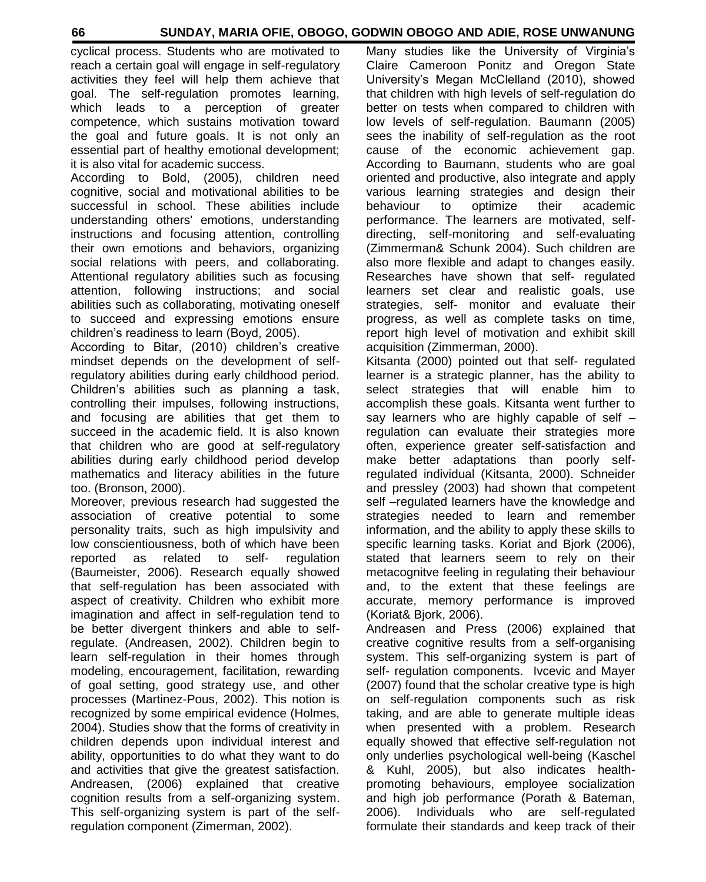cyclical process. Students who are motivated to reach a certain goal will engage in self-regulatory activities they feel will help them achieve that goal. The self-regulation promotes learning, which leads to a perception of greater competence, which sustains motivation toward the goal and future goals. It is not only an essential part of healthy emotional development; it is also vital for academic success.

According to Bold, (2005), children need cognitive, social and motivational abilities to be successful in school. These abilities include understanding others' emotions, understanding instructions and focusing attention, controlling their own emotions and behaviors, organizing social relations with peers, and collaborating. Attentional regulatory abilities such as focusing attention, following instructions; and social abilities such as collaborating, motivating oneself to succeed and expressing emotions ensure children's readiness to learn (Boyd, 2005).

According to Bitar, (2010) children's creative mindset depends on the development of self-regulatory abilities during early childhood period. Children's abilities such as planning a task, controlling their impulses, following instructions, and focusing are abilities that get them to succeed in the academic field. It is also known that children who are good at self-regulatory abilities during early childhood period develop mathematics and literacy abilities in the future too. (Bronson, 2000).

Moreover, previous research had suggested the association of creative potential to some personality traits, such as high impulsivity and low conscientiousness, both of which have been reported as related to self- regulation (Baumeister, 2006). Research equally showed that self-regulation has been associated with aspect of creativity. Children who exhibit more imagination and affect in self-regulation tend to be better divergent thinkers and able to self-regulate. (Andreasen, 2002). Children begin to learn self-regulation in their homes through modeling, encouragement, facilitation, rewarding of goal setting, good strategy use, and other processes (Martinez-Pous, 2002). This notion is recognized by some empirical evidence (Holmes, 2004). Studies show that the forms of creativity in children depends upon individual interest and ability, opportunities to do what they want to do and activities that give the greatest satisfaction. Andreasen, (2006) explained that creative cognition results from a self-organizing system. This self-organizing system is part of the self-regulation component (Zimerman, 2002).

Many studies like the University of Virginia's Claire Cameroon Ponitz and Oregon State University's Megan McClelland (2010), showed that children with high levels of self-regulation do better on tests when compared to children with low levels of self-regulation. Baumann (2005) sees the inability of self-regulation as the root cause of the economic achievement gap. According to Baumann, students who are goal oriented and productive, also integrate and apply various learning strategies and design their behaviour to optimize their academic performance. The learners are motivated, self-directing, self-monitoring and self-evaluating (Zimmerman& Schunk 2004). Such children are also more flexible and adapt to changes easily. Researches have shown that self- regulated learners set clear and realistic goals, use strategies, self- monitor and evaluate their progress, as well as complete tasks on time, report high level of motivation and exhibit skill acquisition (Zimmerman, 2000).

Kitsanta (2000) pointed out that self- regulated learner is a strategic planner, has the ability to select strategies that will enable him to accomplish these goals. Kitsanta went further to say learners who are highly capable of self – regulation can evaluate their strategies more often, experience greater self-satisfaction and make better adaptations than poorly self-regulated individual (Kitsanta, 2000). Schneider and pressley (2003) had shown that competent self –regulated learners have the knowledge and strategies needed to learn and remember information, and the ability to apply these skills to specific learning tasks. Koriat and Bjork (2006), stated that learners seem to rely on their metacognitve feeling in regulating their behaviour and, to the extent that these feelings are accurate, memory performance is improved (Koriat& Bjork, 2006).

Andreasen and Press (2006) explained that creative cognitive results from a self-organising system. This self-organizing system is part of self- regulation components. Ivcevic and Mayer (2007) found that the scholar creative type is high on self-regulation components such as risk taking, and are able to generate multiple ideas when presented with a problem. Research equally showed that effective self-regulation not only underlies psychological well-being (Kaschel & Kuhl, 2005), but also indicates health-promoting behaviours, employee socialization and high job performance (Porath & Bateman, 2006). Individuals who are self-regulated formulate their standards and keep track of their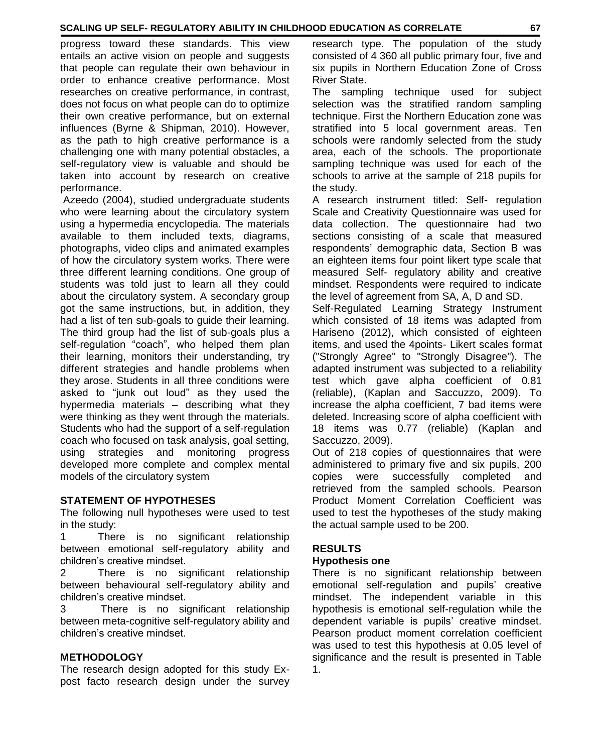progress toward these standards. This view entails an active vision on people and suggests that people can regulate their own behaviour in order to enhance creative performance. Most researches on creative performance, in contrast, does not focus on what people can do to optimize their own creative performance, but on external influences (Byrne & Shipman, 2010). However, as the path to high creative performance is a challenging one with many potential obstacles, a self-regulatory view is valuable and should be taken into account by research on creative performance.

Azeedo (2004), studied undergraduate students who were learning about the circulatory system using a hypermedia encyclopedia. The materials available to them included texts, diagrams, photographs, video clips and animated examples of how the circulatory system works. There were three different learning conditions. One group of students was told just to learn all they could about the circulatory system. A secondary group got the same instructions, but, in addition, they had a list of ten sub-goals to guide their learning. The third group had the list of sub-goals plus a self-regulation "coach", who helped them plan their learning, monitors their understanding, try different strategies and handle problems when they arose. Students in all three conditions were asked to "junk out loud" as they used the hypermedia materials – describing what they were thinking as they went through the materials. Students who had the support of a self-regulation coach who focused on task analysis, goal setting, using strategies and monitoring progress developed more complete and complex mental models of the circulatory system

## STATEMENT OF HYPOTHESES

The following null hypotheses were used to test in the study:

1. There is no significant relationship between emotional self-regulatory ability and children's creative mindset.
2. There is no significant relationship between behavioural self-regulatory ability and children's creative mindset.
3. There is no significant relationship between meta-cognitive self-regulatory ability and children's creative mindset.

## METHODOLOGY

The research design adopted for this study Ex-post facto research design under the survey research type. The population of the study consisted of 4 360 all public primary four, five and six pupils in Northern Education Zone of Cross River State.

The sampling technique used for subject selection was the stratified random sampling technique. First the Northern Education zone was stratified into 5 local government areas. Ten schools were randomly selected from the study area, each of the schools. The proportionate sampling technique was used for each of the schools to arrive at the sample of 218 pupils for the study.

A research instrument titled: Self- regulation Scale and Creativity Questionnaire was used for data collection. The questionnaire had two sections consisting of a scale that measured respondents' demographic data, Section B was an eighteen items four point likert type scale that measured Self- regulatory ability and creative mindset. Respondents were required to indicate the level of agreement from SA, A, D and SD.

Self-Regulated Learning Strategy Instrument which consisted of 18 items was adapted from Hariseno (2012), which consisted of eighteen items, and used the 4points- Likert scales format ("Strongly Agree" to "Strongly Disagree"). The adapted instrument was subjected to a reliability test which gave alpha coefficient of 0.81 (reliable), (Kaplan and Saccuzzo, 2009). To increase the alpha coefficient, 7 bad items were deleted. Increasing score of alpha coefficient with 18 items was 0.77 (reliable) (Kaplan and Saccuzzo, 2009).

Out of 218 copies of questionnaires that were administered to primary five and six pupils, 200 copies were successfully completed and retrieved from the sampled schools. Pearson Product Moment Correlation Coefficient was used to test the hypotheses of the study making the actual sample used to be 200.

## RESULTS

### Hypothesis one

There is no significant relationship between emotional self-regulation and pupils' creative mindset. The independent variable in this hypothesis is emotional self-regulation while the dependent variable is pupils' creative mindset. Pearson product moment correlation coefficient was used to test this hypothesis at 0.05 level of significance and the result is presented in Table 1.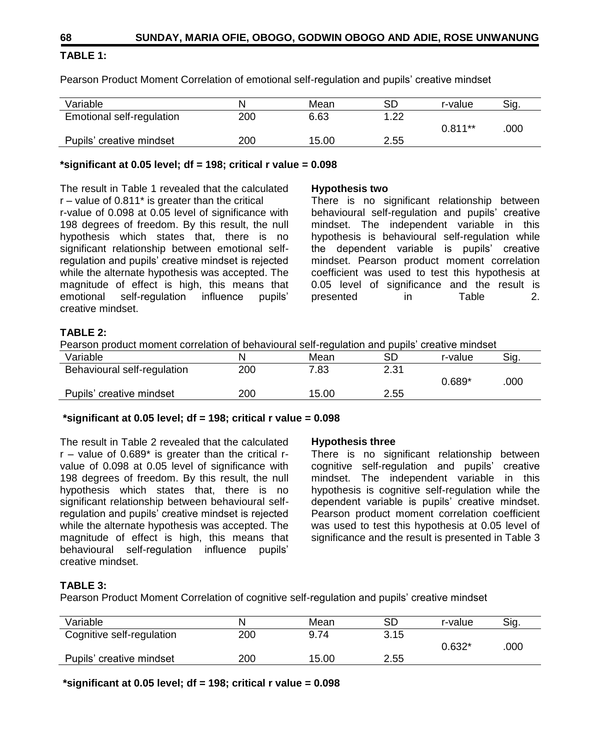**TABLE 1:**

Pearson Product Moment Correlation of emotional self-regulation and pupils' creative mindset

| Variable | N | Mean | SD | r-value | Sig. |
|---|---|---|---|---|---|
| Emotional self-regulation | 200 | 6.63 | 1.22 | 0.811** | .000 |
| Pupils' creative mindset | 200 | 15.00 | 2.55 | | |

**\*significant at 0.05 level; df = 198; critical r value = 0.098**

The result in Table 1 revealed that the calculated r – value of 0.811* is greater than the critical r-value of 0.098 at 0.05 level of significance with 198 degrees of freedom. By this result, the null hypothesis which states that, there is no significant relationship between emotional self-regulation and pupils' creative mindset is rejected while the alternate hypothesis was accepted. The magnitude of effect is high, this means that emotional self-regulation influence pupils' creative mindset.

**Hypothesis two**

There is no significant relationship between behavioural self-regulation and pupils' creative mindset. The independent variable in this hypothesis is behavioural self-regulation while the dependent variable is pupils' creative mindset. Pearson product moment correlation coefficient was used to test this hypothesis at 0.05 level of significance and the result is presented in Table 2.

**TABLE 2:**

Pearson product moment correlation of behavioural self-regulation and pupils' creative mindset

| Variable | N | Mean | SD | r-value | Sig. |
|---|---|---|---|---|---|
| Behavioural self-regulation | 200 | 7.83 | 2.31 | 0.689* | .000 |
| Pupils' creative mindset | 200 | 15.00 | 2.55 | | |

**\*significant at 0.05 level; df = 198; critical r value = 0.098**

The result in Table 2 revealed that the calculated r – value of 0.689* is greater than the critical r-value of 0.098 at 0.05 level of significance with 198 degrees of freedom. By this result, the null hypothesis which states that, there is no significant relationship between behavioural self-regulation and pupils' creative mindset is rejected while the alternate hypothesis was accepted. The magnitude of effect is high, this means that behavioural self-regulation influence pupils' creative mindset.

**Hypothesis three**

There is no significant relationship between cognitive self-regulation and pupils' creative mindset. The independent variable in this hypothesis is cognitive self-regulation while the dependent variable is pupils' creative mindset. Pearson product moment correlation coefficient was used to test this hypothesis at 0.05 level of significance and the result is presented in Table 3

**TABLE 3:**

Pearson Product Moment Correlation of cognitive self-regulation and pupils' creative mindset

| Variable | N | Mean | SD | r-value | Sig. |
|---|---|---|---|---|---|
| Cognitive self-regulation | 200 | 9.74 | 3.15 | 0.632* | .000 |
| Pupils' creative mindset | 200 | 15.00 | 2.55 | | |

**\*significant at 0.05 level; df = 198; critical r value = 0.098**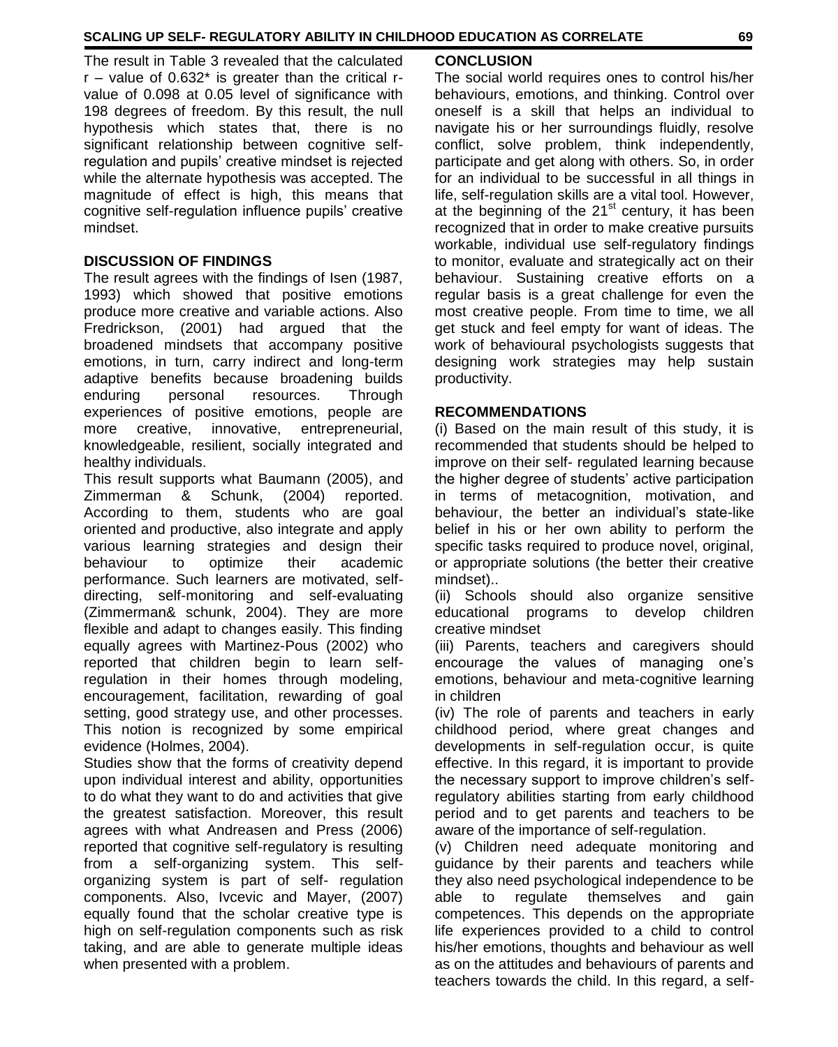The result in Table 3 revealed that the calculated r – value of 0.632* is greater than the critical r-value of 0.098 at 0.05 level of significance with 198 degrees of freedom. By this result, the null hypothesis which states that, there is no significant relationship between cognitive self-regulation and pupils' creative mindset is rejected while the alternate hypothesis was accepted. The magnitude of effect is high, this means that cognitive self-regulation influence pupils' creative mindset.

## DISCUSSION OF FINDINGS

The result agrees with the findings of Isen (1987, 1993) which showed that positive emotions produce more creative and variable actions. Also Fredrickson, (2001) had argued that the broadened mindsets that accompany positive emotions, in turn, carry indirect and long-term adaptive benefits because broadening builds enduring personal resources. Through experiences of positive emotions, people are more creative, innovative, entrepreneurial, knowledgeable, resilient, socially integrated and healthy individuals.

This result supports what Baumann (2005), and Zimmerman & Schunk, (2004) reported. According to them, students who are goal oriented and productive, also integrate and apply various learning strategies and design their behaviour to optimize their academic performance. Such learners are motivated, self-directing, self-monitoring and self-evaluating (Zimmerman& schunk, 2004). They are more flexible and adapt to changes easily. This finding equally agrees with Martinez-Pous (2002) who reported that children begin to learn self-regulation in their homes through modeling, encouragement, facilitation, rewarding of goal setting, good strategy use, and other processes. This notion is recognized by some empirical evidence (Holmes, 2004).

Studies show that the forms of creativity depend upon individual interest and ability, opportunities to do what they want to do and activities that give the greatest satisfaction. Moreover, this result agrees with what Andreasen and Press (2006) reported that cognitive self-regulatory is resulting from a self-organizing system. This self-organizing system is part of self- regulation components. Also, Ivcevic and Mayer, (2007) equally found that the scholar creative type is high on self-regulation components such as risk taking, and are able to generate multiple ideas when presented with a problem.

## CONCLUSION

The social world requires ones to control his/her behaviours, emotions, and thinking. Control over oneself is a skill that helps an individual to navigate his or her surroundings fluidly, resolve conflict, solve problem, think independently, participate and get along with others. So, in order for an individual to be successful in all things in life, self-regulation skills are a vital tool. However, at the beginning of the 21st century, it has been recognized that in order to make creative pursuits workable, individual use self-regulatory findings to monitor, evaluate and strategically act on their behaviour. Sustaining creative efforts on a regular basis is a great challenge for even the most creative people. From time to time, we all get stuck and feel empty for want of ideas. The work of behavioural psychologists suggests that designing work strategies may help sustain productivity.

## RECOMMENDATIONS

(i) Based on the main result of this study, it is recommended that students should be helped to improve on their self- regulated learning because the higher degree of students' active participation in terms of metacognition, motivation, and behaviour, the better an individual's state-like belief in his or her own ability to perform the specific tasks required to produce novel, original, or appropriate solutions (the better their creative mindset)..

(ii) Schools should also organize sensitive educational programs to develop children creative mindset

(iii) Parents, teachers and caregivers should encourage the values of managing one's emotions, behaviour and meta-cognitive learning in children

(iv) The role of parents and teachers in early childhood period, where great changes and developments in self-regulation occur, is quite effective. In this regard, it is important to provide the necessary support to improve children's self-regulatory abilities starting from early childhood period and to get parents and teachers to be aware of the importance of self-regulation.

(v) Children need adequate monitoring and guidance by their parents and teachers while they also need psychological independence to be able to regulate themselves and gain competences. This depends on the appropriate life experiences provided to a child to control his/her emotions, thoughts and behaviour as well as on the attitudes and behaviours of parents and teachers towards the child. In this regard, a self-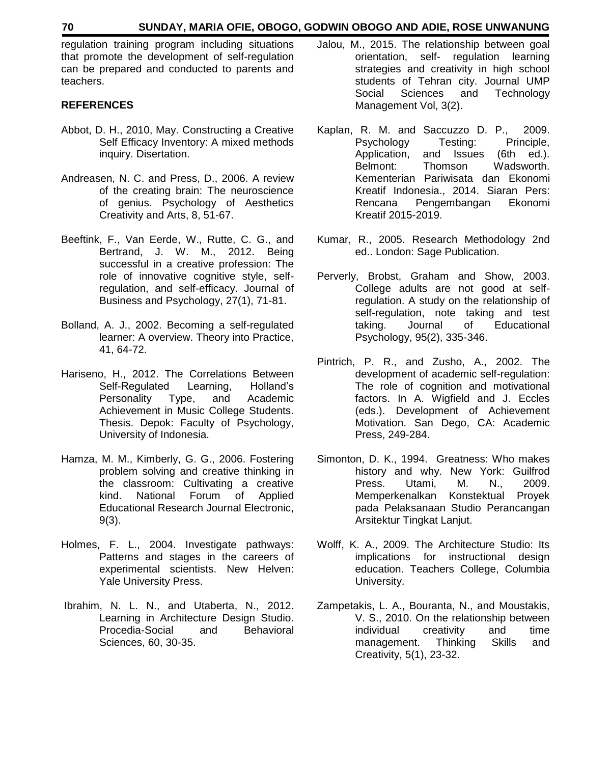regulation training program including situations that promote the development of self-regulation can be prepared and conducted to parents and teachers.

## REFERENCES

Abbot, D. H., 2010, May. Constructing a Creative Self Efficacy Inventory: A mixed methods inquiry. Disertation.

Andreasen, N. C. and Press, D., 2006. A review of the creating brain: The neuroscience of genius. Psychology of Aesthetics Creativity and Arts, 8, 51-67.

Beeftink, F., Van Eerde, W., Rutte, C. G., and Bertrand, J. W. M., 2012. Being successful in a creative profession: The role of innovative cognitive style, self-regulation, and self-efficacy. Journal of Business and Psychology, 27(1), 71-81.

Bolland, A. J., 2002. Becoming a self-regulated learner: A overview. Theory into Practice, 41, 64-72.

Hariseno, H., 2012. The Correlations Between Self-Regulated Learning, Holland's Personality Type, and Academic Achievement in Music College Students. Thesis. Depok: Faculty of Psychology, University of Indonesia.

Hamza, M. M., Kimberly, G. G., 2006. Fostering problem solving and creative thinking in the classroom: Cultivating a creative kind. National Forum of Applied Educational Research Journal Electronic, 9(3).

Holmes, F. L., 2004. Investigate pathways: Patterns and stages in the careers of experimental scientists. New Helven: Yale University Press.

Ibrahim, N. L. N., and Utaberta, N., 2012. Learning in Architecture Design Studio. Procedia-Social and Behavioral Sciences, 60, 30-35.

Jalou, M., 2015. The relationship between goal orientation, self- regulation learning strategies and creativity in high school students of Tehran city. Journal UMP Social Sciences and Technology Management Vol, 3(2).

Kaplan, R. M. and Saccuzzo D. P., 2009. Psychology Testing: Principle, Application, and Issues (6th ed.). Belmont: Thomson Wadsworth. Kementerian Pariwisata dan Ekonomi Kreatif Indonesia., 2014. Siaran Pers: Rencana Pengembangan Ekonomi Kreatif 2015-2019.

Kumar, R., 2005. Research Methodology 2nd ed.. London: Sage Publication.

Perverly, Brobst, Graham and Show, 2003. College adults are not good at self-regulation. A study on the relationship of self-regulation, note taking and test taking. Journal of Educational Psychology, 95(2), 335-346.

Pintrich, P. R., and Zusho, A., 2002. The development of academic self-regulation: The role of cognition and motivational factors. In A. Wigfield and J. Eccles (eds.). Development of Achievement Motivation. San Dego, CA: Academic Press, 249-284.

Simonton, D. K., 1994. Greatness: Who makes history and why. New York: Guilfrod Press. Utami, M. N., 2009. Memperkenalkan Konstektual Proyek pada Pelaksanaan Studio Perancangan Arsitektur Tingkat Lanjut.

Wolff, K. A., 2009. The Architecture Studio: Its implications for instructional design education. Teachers College, Columbia University.

Zampetakis, L. A., Bouranta, N., and Moustakis, V. S., 2010. On the relationship between individual creativity and time management. Thinking Skills and Creativity, 5(1), 23-32.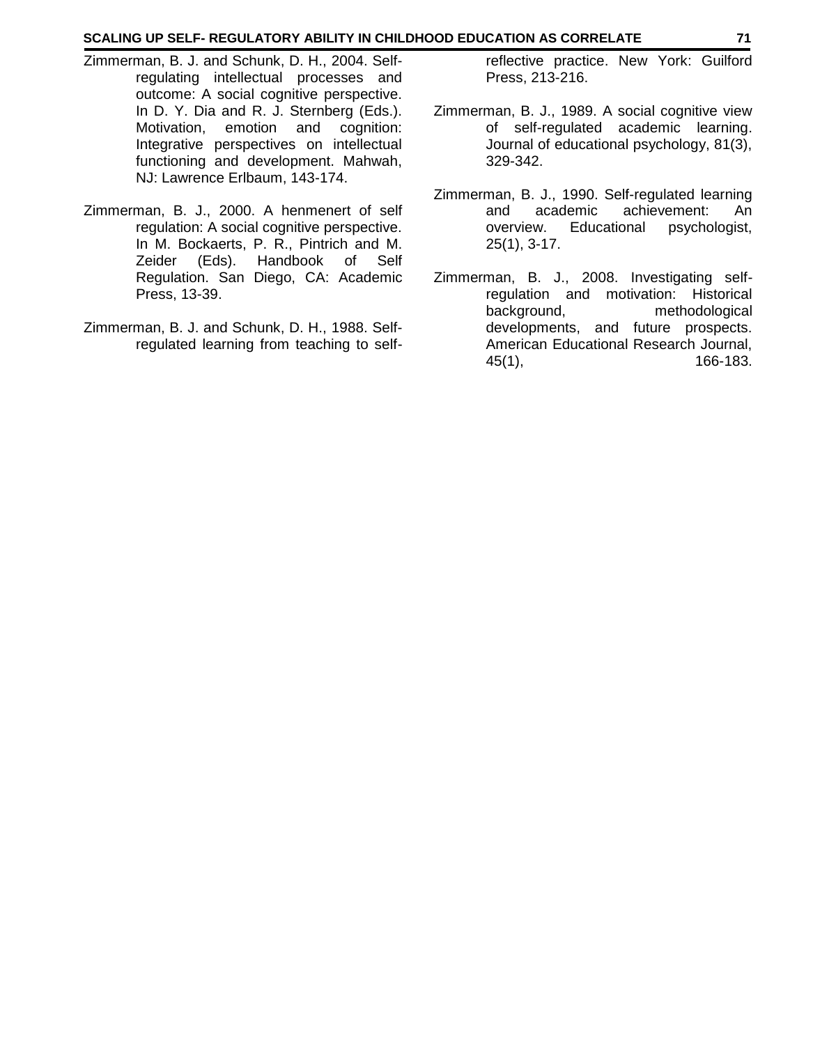Zimmerman, B. J. and Schunk, D. H., 2004. Self-regulating intellectual processes and outcome: A social cognitive perspective. In D. Y. Dia and R. J. Sternberg (Eds.). Motivation, emotion and cognition: Integrative perspectives on intellectual functioning and development. Mahwah, NJ: Lawrence Erlbaum, 143-174.

Zimmerman, B. J., 2000. A henmenert of self regulation: A social cognitive perspective. In M. Bockaerts, P. R., Pintrich and M. Zeider (Eds). Handbook of Self Regulation. San Diego, CA: Academic Press, 13-39.

Zimmerman, B. J. and Schunk, D. H., 1988. Self-regulated learning from teaching to self-reflective practice. New York: Guilford Press, 213-216.

Zimmerman, B. J., 1989. A social cognitive view of self-regulated academic learning. Journal of educational psychology, 81(3), 329-342.

Zimmerman, B. J., 1990. Self-regulated learning and academic achievement: An overview. Educational psychologist, 25(1), 3-17.

Zimmerman, B. J., 2008. Investigating self-regulation and motivation: Historical background, methodological developments, and future prospects. American Educational Research Journal, 45(1), 166-183.